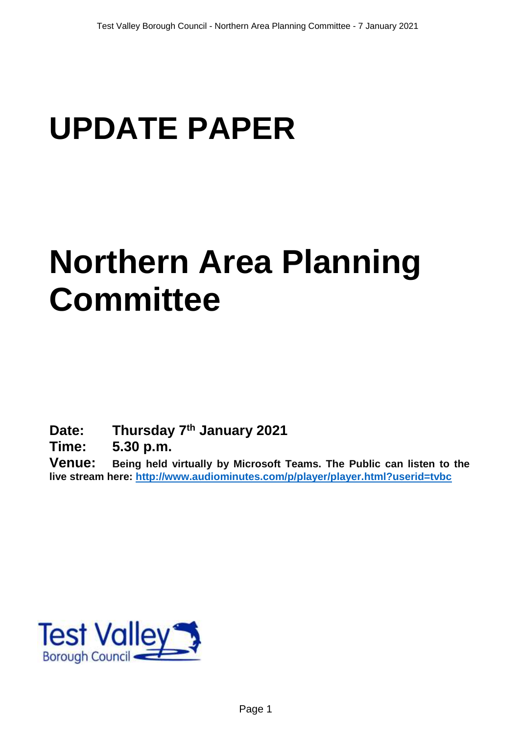# UPDATE PAPER

# Northern Area Planning Committee

**Date:** **Thursday 7th January 2021**

**Time:** **5.30 p.m.**

**Venue:** **Being held virtually by Microsoft Teams. The Public can listen to the live stream here: [http://www.audiominutes.com/p/player/player.html?userid=tvbc](http://www.audiominutes.com/p/player/player.html?userid=tvbc)**

Test Valley Borough Council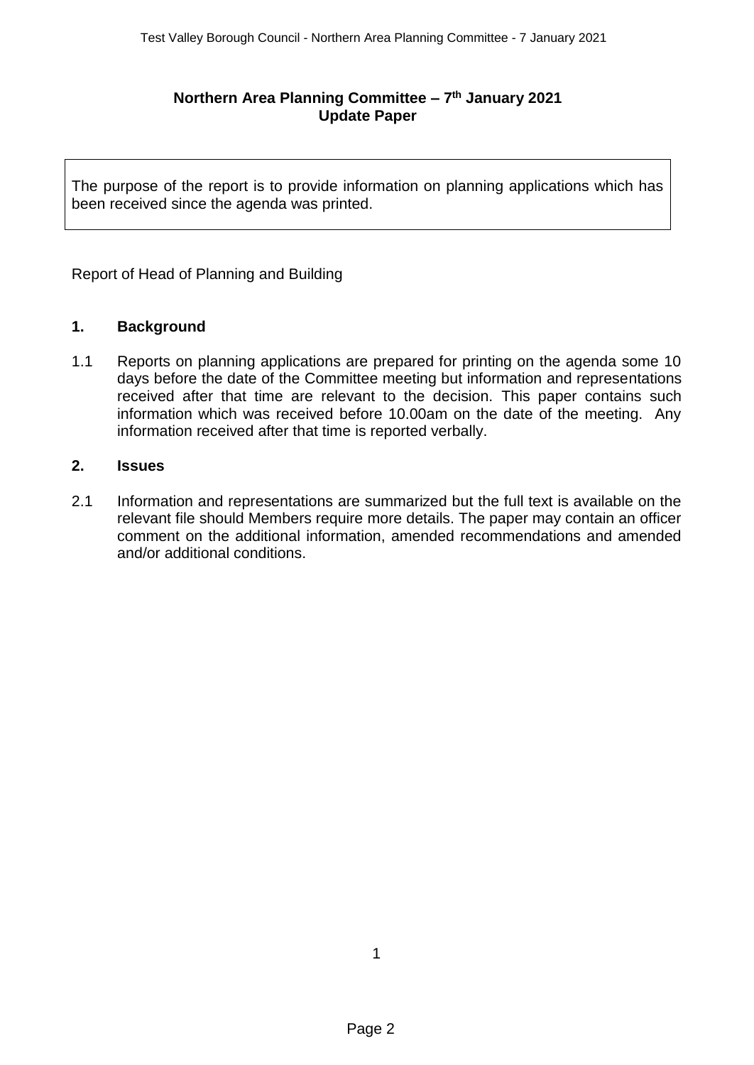# Northern Area Planning Committee – 7th January 2021
## Update Paper

The purpose of the report is to provide information on planning applications which has been received since the agenda was printed.

Report of Head of Planning and Building

## 1. Background

1.1 Reports on planning applications are prepared for printing on the agenda some 10 days before the date of the Committee meeting but information and representations received after that time are relevant to the decision. This paper contains such information which was received before 10.00am on the date of the meeting. Any information received after that time is reported verbally.

## 2. Issues

2.1 Information and representations are summarized but the full text is available on the relevant file should Members require more details. The paper may contain an officer comment on the additional information, amended recommendations and amended and/or additional conditions.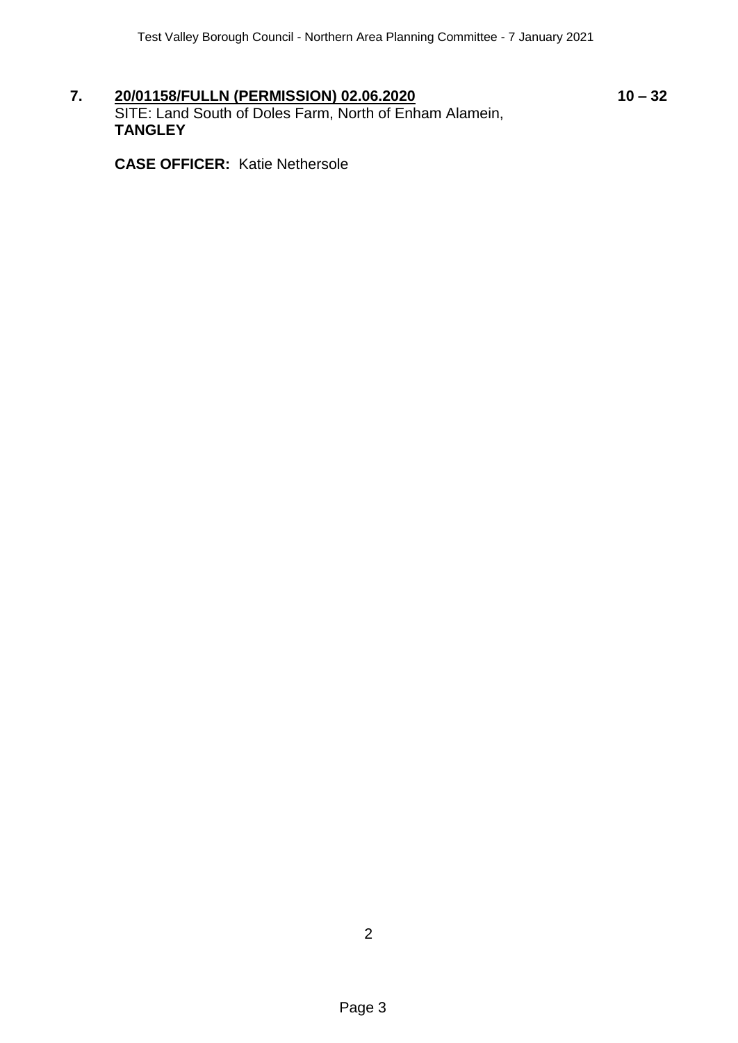**7.** **20/01158/FULLN (PERMISSION) 02.06.2020** **10 – 32**

SITE: Land South of Doles Farm, North of Enham Alamein, **TANGLEY**

**CASE OFFICER:** Katie Nethersole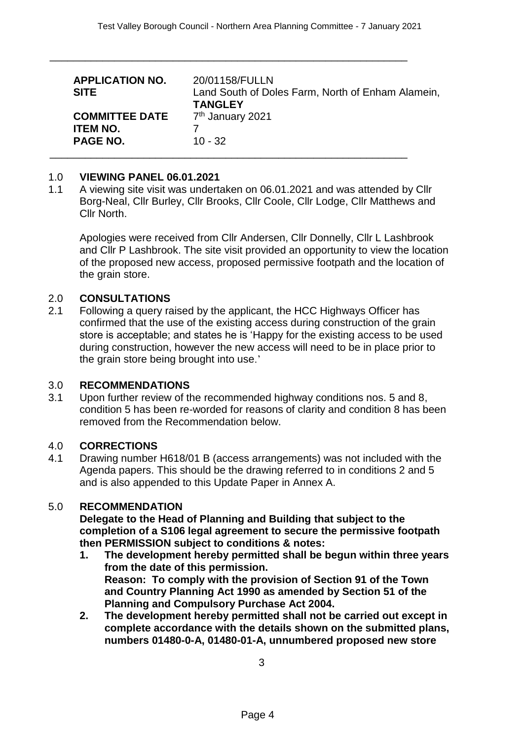| | |
|---|---|
| **APPLICATION NO.** | 20/01158/FULLN |
| **SITE** | Land South of Doles Farm, North of Enham Alamein, **TANGLEY** |
| **COMMITTEE DATE** | 7th January 2021 |
| **ITEM NO.** | 7 |
| **PAGE NO.** | 10 - 32 |

## 1.0 VIEWING PANEL 06.01.2021

1.1 A viewing site visit was undertaken on 06.01.2021 and was attended by Cllr Borg-Neal, Cllr Burley, Cllr Brooks, Cllr Coole, Cllr Lodge, Cllr Matthews and Cllr North.

Apologies were received from Cllr Andersen, Cllr Donnelly, Cllr L Lashbrook and Cllr P Lashbrook. The site visit provided an opportunity to view the location of the proposed new access, proposed permissive footpath and the location of the grain store.

## 2.0 CONSULTATIONS

2.1 Following a query raised by the applicant, the HCC Highways Officer has confirmed that the use of the existing access during construction of the grain store is acceptable; and states he is 'Happy for the existing access to be used during construction, however the new access will need to be in place prior to the grain store being brought into use.'

## 3.0 RECOMMENDATIONS

3.1 Upon further review of the recommended highway conditions nos. 5 and 8, condition 5 has been re-worded for reasons of clarity and condition 8 has been removed from the Recommendation below.

## 4.0 CORRECTIONS

4.1 Drawing number H618/01 B (access arrangements) was not included with the Agenda papers. This should be the drawing referred to in conditions 2 and 5 and is also appended to this Update Paper in Annex A.

## 5.0 RECOMMENDATION

**Delegate to the Head of Planning and Building that subject to the completion of a S106 legal agreement to secure the permissive footpath then PERMISSION subject to conditions & notes:**

1. **The development hereby permitted shall be begun within three years from the date of this permission.**
   **Reason: To comply with the provision of Section 91 of the Town and Country Planning Act 1990 as amended by Section 51 of the Planning and Compulsory Purchase Act 2004.**
2. **The development hereby permitted shall not be carried out except in complete accordance with the details shown on the submitted plans, numbers 01480-0-A, 01480-01-A, unnumbered proposed new store**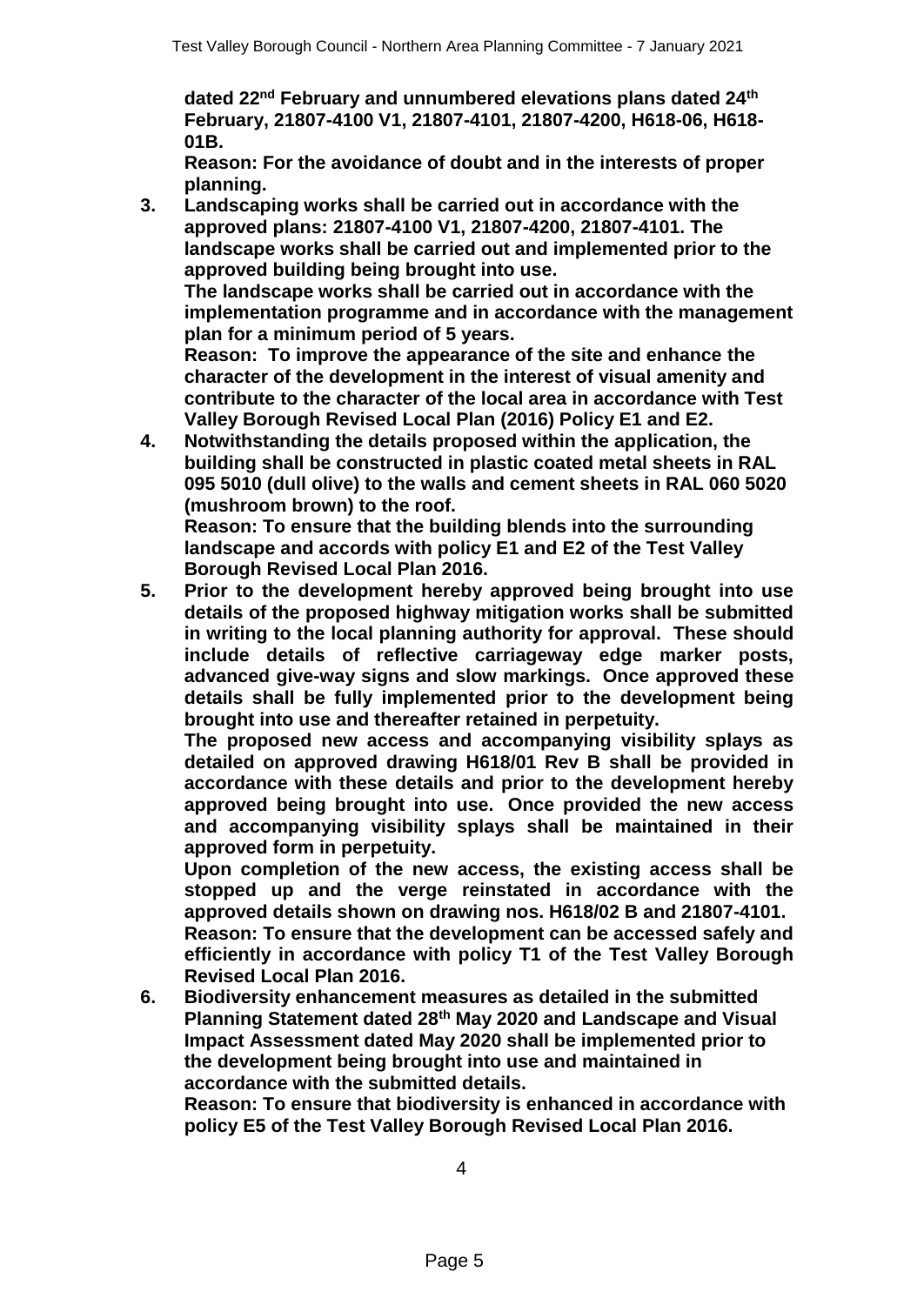**dated 22nd February and unnumbered elevations plans dated 24th February, 21807-4100 V1, 21807-4101, 21807-4200, H618-06, H618-01B.**

**Reason: For the avoidance of doubt and in the interests of proper planning.**

3. **Landscaping works shall be carried out in accordance with the approved plans: 21807-4100 V1, 21807-4200, 21807-4101. The landscape works shall be carried out and implemented prior to the approved building being brought into use.**

   **The landscape works shall be carried out in accordance with the implementation programme and in accordance with the management plan for a minimum period of 5 years.**

   **Reason: To improve the appearance of the site and enhance the character of the development in the interest of visual amenity and contribute to the character of the local area in accordance with Test Valley Borough Revised Local Plan (2016) Policy E1 and E2.**

4. **Notwithstanding the details proposed within the application, the building shall be constructed in plastic coated metal sheets in RAL 095 5010 (dull olive) to the walls and cement sheets in RAL 060 5020 (mushroom brown) to the roof.**

   **Reason: To ensure that the building blends into the surrounding landscape and accords with policy E1 and E2 of the Test Valley Borough Revised Local Plan 2016.**

5. **Prior to the development hereby approved being brought into use details of the proposed highway mitigation works shall be submitted in writing to the local planning authority for approval. These should include details of reflective carriageway edge marker posts, advanced give-way signs and slow markings. Once approved these details shall be fully implemented prior to the development being brought into use and thereafter retained in perpetuity.**

   **The proposed new access and accompanying visibility splays as detailed on approved drawing H618/01 Rev B shall be provided in accordance with these details and prior to the development hereby approved being brought into use. Once provided the new access and accompanying visibility splays shall be maintained in their approved form in perpetuity.**

   **Upon completion of the new access, the existing access shall be stopped up and the verge reinstated in accordance with the approved details shown on drawing nos. H618/02 B and 21807-4101.**

   **Reason: To ensure that the development can be accessed safely and efficiently in accordance with policy T1 of the Test Valley Borough Revised Local Plan 2016.**

6. **Biodiversity enhancement measures as detailed in the submitted Planning Statement dated 28th May 2020 and Landscape and Visual Impact Assessment dated May 2020 shall be implemented prior to the development being brought into use and maintained in accordance with the submitted details.**

   **Reason: To ensure that biodiversity is enhanced in accordance with policy E5 of the Test Valley Borough Revised Local Plan 2016.**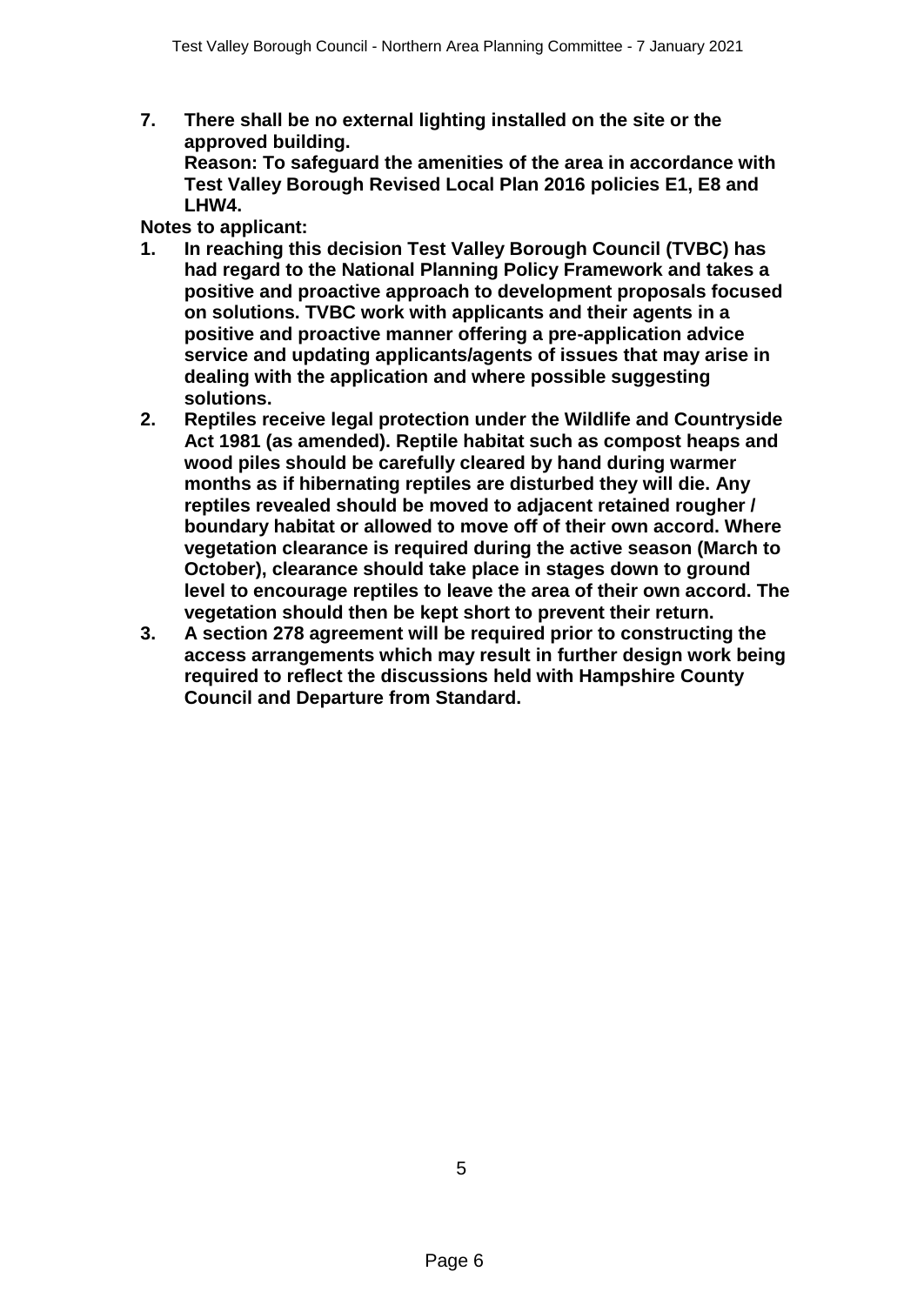**7. There shall be no external lighting installed on the site or the approved building.**
**Reason: To safeguard the amenities of the area in accordance with Test Valley Borough Revised Local Plan 2016 policies E1, E8 and LHW4.**

**Notes to applicant:**

1. **In reaching this decision Test Valley Borough Council (TVBC) has had regard to the National Planning Policy Framework and takes a positive and proactive approach to development proposals focused on solutions. TVBC work with applicants and their agents in a positive and proactive manner offering a pre-application advice service and updating applicants/agents of issues that may arise in dealing with the application and where possible suggesting solutions.**
2. **Reptiles receive legal protection under the Wildlife and Countryside Act 1981 (as amended). Reptile habitat such as compost heaps and wood piles should be carefully cleared by hand during warmer months as if hibernating reptiles are disturbed they will die. Any reptiles revealed should be moved to adjacent retained rougher / boundary habitat or allowed to move off of their own accord. Where vegetation clearance is required during the active season (March to October), clearance should take place in stages down to ground level to encourage reptiles to leave the area of their own accord. The vegetation should then be kept short to prevent their return.**
3. **A section 278 agreement will be required prior to constructing the access arrangements which may result in further design work being required to reflect the discussions held with Hampshire County Council and Departure from Standard.**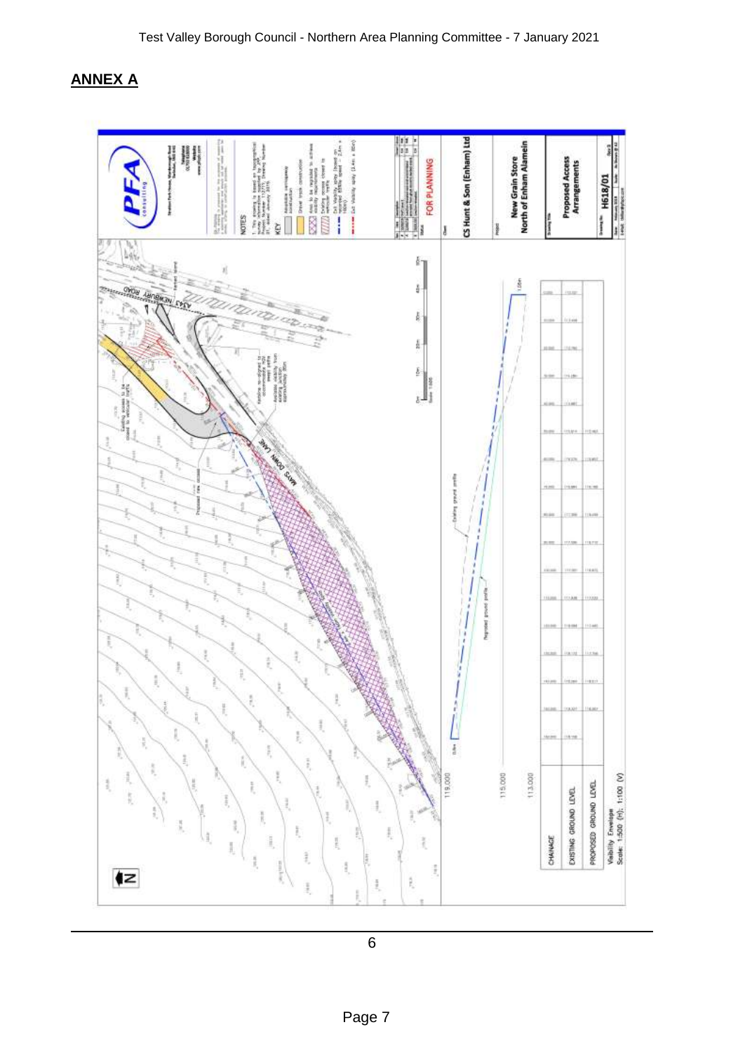## ANNEX A

PFA consulting

NOTES

1. This drawing is based on topographical survey information supplied by JSK Project Number 17275 Drawing Number 01, dated January 2019.

KEY

Adoptable carriageway construction

Gravel track construction

Area to be regraded to achieve visibility requirements

Existing access closed to vehicular traffic

Exit Visibility splay (based on recorded traffic speed - 2.4m x 160m)

Exit Visibility splay (2.4m x 85m)

FOR PLANNING

CS Hunt & Son (Enham) Ltd

New Grain Store North of Enham Alamein

Proposed Access Arrangements

H618/01

NEWBURY ROAD

A343

MAYS DOWN LANE

Existing access to be closed to vehicular traffic

Kerbline re-aligned to accommodate HGV swept paths

Increase visibility from existing junction approximately 85m

Proposed new access

Existing ground profile

Regraded ground profile

119.000

115.000

113.000

CHAINAGE

EXISTING GROUND LEVEL

PROPOSED GROUND LEVEL

Visibility Envelope

Scale: 1:500 (H); 1:100 (V)